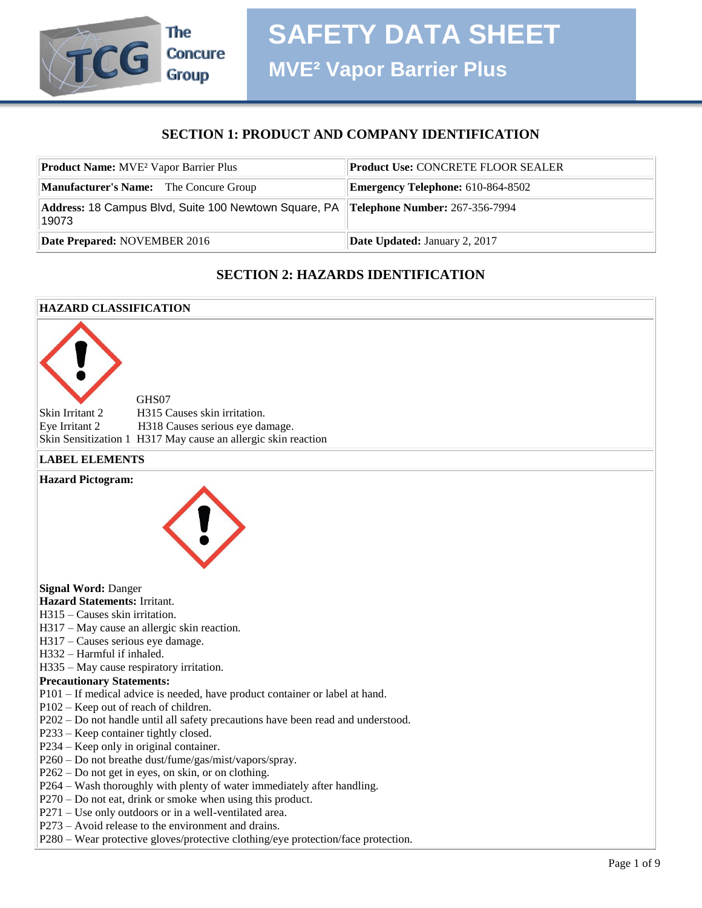# SAFETY DATA SHEET

## MVE² Vapor Barrier Plus

## SECTION 1: PRODUCT AND COMPANY IDENTIFICATION

| | |
|---|---|
| **Product Name:** MVE² Vapor Barrier Plus | **Product Use:** CONCRETE FLOOR SEALER |
| **Manufacturer's Name:** The Concure Group | **Emergency Telephone:** 610-864-8502 |
| **Address:** 18 Campus Blvd, Suite 100 Newtown Square, PA 19073 | **Telephone Number:** 267-356-7994 |
| **Date Prepared:** NOVEMBER 2016 | **Date Updated:** January 2, 2017 |

## SECTION 2: HAZARDS IDENTIFICATION

**HAZARD CLASSIFICATION**

GHS07

| | |
|---|---|
| Skin Irritant 2 | H315 Causes skin irritation. |
| Eye Irritant 2 | H318 Causes serious eye damage. |
| Skin Sensitization 1 | H317 May cause an allergic skin reaction |

**LABEL ELEMENTS**

**Hazard Pictogram:**

**Signal Word:** Danger

**Hazard Statements:** Irritant.

H315 – Causes skin irritation.
H317 – May cause an allergic skin reaction.
H317 – Causes serious eye damage.
H332 – Harmful if inhaled.
H335 – May cause respiratory irritation.

**Precautionary Statements:**

P101 – If medical advice is needed, have product container or label at hand.
P102 – Keep out of reach of children.
P202 – Do not handle until all safety precautions have been read and understood.
P233 – Keep container tightly closed.
P234 – Keep only in original container.
P260 – Do not breathe dust/fume/gas/mist/vapors/spray.
P262 – Do not get in eyes, on skin, or on clothing.
P264 – Wash thoroughly with plenty of water immediately after handling.
P270 – Do not eat, drink or smoke when using this product.
P271 – Use only outdoors or in a well-ventilated area.
P273 – Avoid release to the environment and drains.
P280 – Wear protective gloves/protective clothing/eye protection/face protection.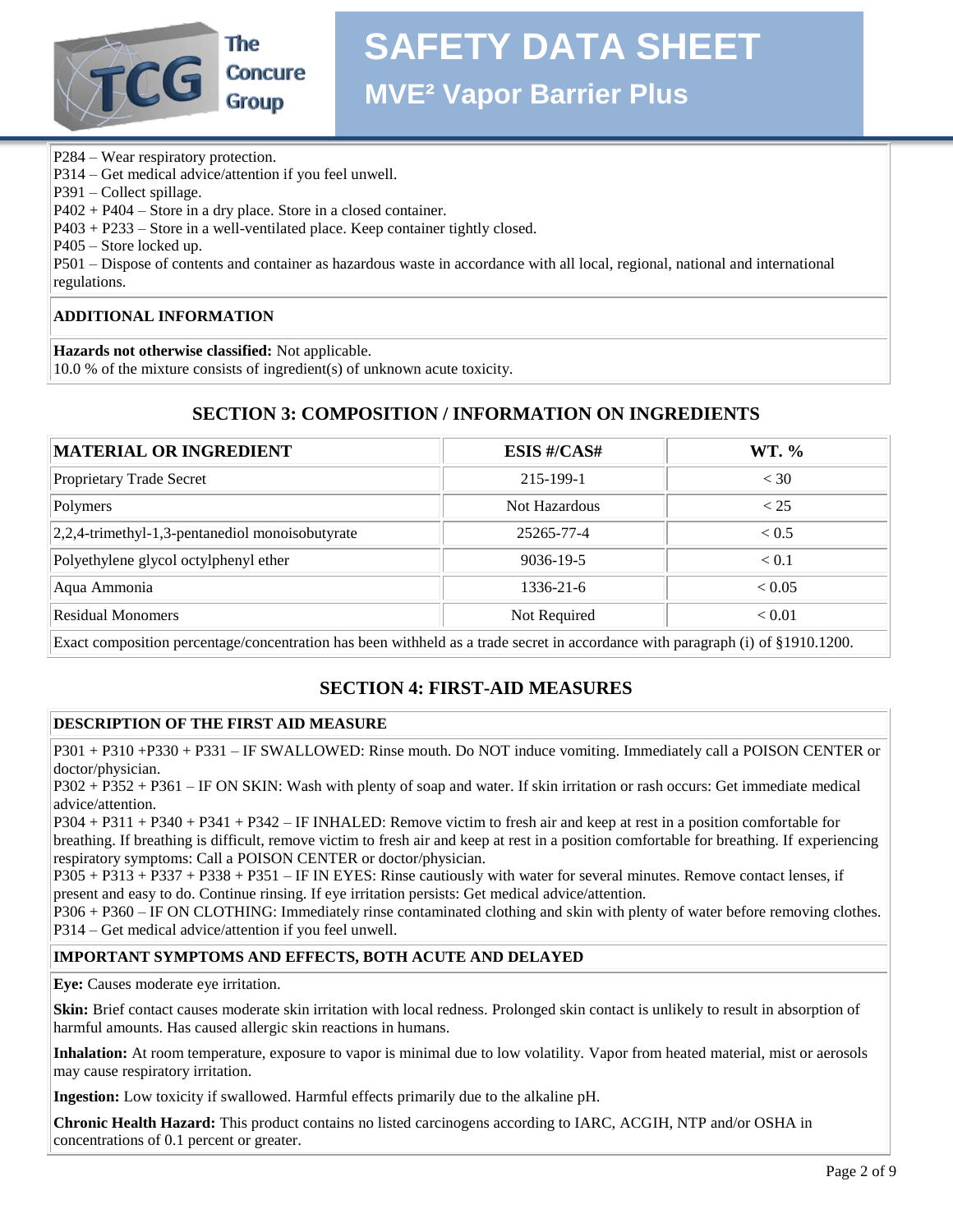P284 – Wear respiratory protection.
P314 – Get medical advice/attention if you feel unwell.
P391 – Collect spillage.
P402 + P404 – Store in a dry place. Store in a closed container.
P403 + P233 – Store in a well-ventilated place. Keep container tightly closed.
P405 – Store locked up.
P501 – Dispose of contents and container as hazardous waste in accordance with all local, regional, national and international regulations.

**ADDITIONAL INFORMATION**

**Hazards not otherwise classified:** Not applicable.
10.0 % of the mixture consists of ingredient(s) of unknown acute toxicity.

## SECTION 3: COMPOSITION / INFORMATION ON INGREDIENTS

| MATERIAL OR INGREDIENT | ESIS #/CAS# | WT. % |
|---|---|---|
| Proprietary Trade Secret | 215-199-1 | < 30 |
| Polymers | Not Hazardous | < 25 |
| 2,2,4-trimethyl-1,3-pentanediol monoisobutyrate | 25265-77-4 | < 0.5 |
| Polyethylene glycol octylphenyl ether | 9036-19-5 | < 0.1 |
| Aqua Ammonia | 1336-21-6 | < 0.05 |
| Residual Monomers | Not Required | < 0.01 |

Exact composition percentage/concentration has been withheld as a trade secret in accordance with paragraph (i) of §1910.1200.

## SECTION 4: FIRST-AID MEASURES

**DESCRIPTION OF THE FIRST AID MEASURE**

P301 + P310 +P330 + P331 – IF SWALLOWED: Rinse mouth. Do NOT induce vomiting. Immediately call a POISON CENTER or doctor/physician.
P302 + P352 + P361 – IF ON SKIN: Wash with plenty of soap and water. If skin irritation or rash occurs: Get immediate medical advice/attention.
P304 + P311 + P340 + P341 + P342 – IF INHALED: Remove victim to fresh air and keep at rest in a position comfortable for breathing. If breathing is difficult, remove victim to fresh air and keep at rest in a position comfortable for breathing. If experiencing respiratory symptoms: Call a POISON CENTER or doctor/physician.
P305 + P313 + P337 + P338 + P351 – IF IN EYES: Rinse cautiously with water for several minutes. Remove contact lenses, if present and easy to do. Continue rinsing. If eye irritation persists: Get medical advice/attention.
P306 + P360 – IF ON CLOTHING: Immediately rinse contaminated clothing and skin with plenty of water before removing clothes.
P314 – Get medical advice/attention if you feel unwell.

**IMPORTANT SYMPTOMS AND EFFECTS, BOTH ACUTE AND DELAYED**

**Eye:** Causes moderate eye irritation.

**Skin:** Brief contact causes moderate skin irritation with local redness. Prolonged skin contact is unlikely to result in absorption of harmful amounts. Has caused allergic skin reactions in humans.

**Inhalation:** At room temperature, exposure to vapor is minimal due to low volatility. Vapor from heated material, mist or aerosols may cause respiratory irritation.

**Ingestion:** Low toxicity if swallowed. Harmful effects primarily due to the alkaline pH.

**Chronic Health Hazard:** This product contains no listed carcinogens according to IARC, ACGIH, NTP and/or OSHA in concentrations of 0.1 percent or greater.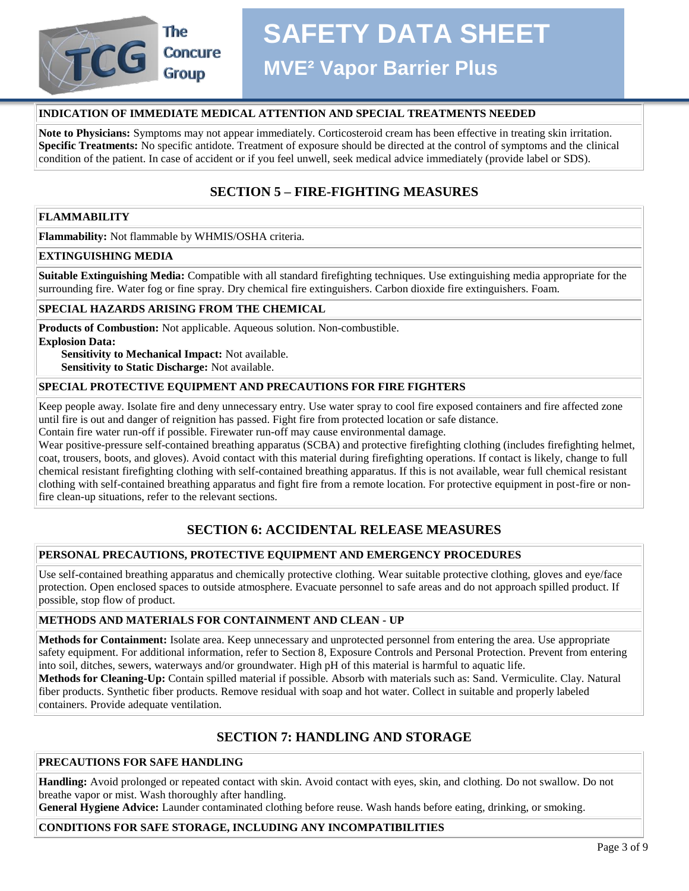### INDICATION OF IMMEDIATE MEDICAL ATTENTION AND SPECIAL TREATMENTS NEEDED

**Note to Physicians:** Symptoms may not appear immediately. Corticosteroid cream has been effective in treating skin irritation.
**Specific Treatments:** No specific antidote. Treatment of exposure should be directed at the control of symptoms and the clinical condition of the patient. In case of accident or if you feel unwell, seek medical advice immediately (provide label or SDS).

## SECTION 5 – FIRE-FIGHTING MEASURES

### FLAMMABILITY

**Flammability:** Not flammable by WHMIS/OSHA criteria.

### EXTINGUISHING MEDIA

**Suitable Extinguishing Media:** Compatible with all standard firefighting techniques. Use extinguishing media appropriate for the surrounding fire. Water fog or fine spray. Dry chemical fire extinguishers. Carbon dioxide fire extinguishers. Foam.

### SPECIAL HAZARDS ARISING FROM THE CHEMICAL

**Products of Combustion:** Not applicable. Aqueous solution. Non-combustible.
**Explosion Data:**
- **Sensitivity to Mechanical Impact:** Not available.
- **Sensitivity to Static Discharge:** Not available.

### SPECIAL PROTECTIVE EQUIPMENT AND PRECAUTIONS FOR FIRE FIGHTERS

Keep people away. Isolate fire and deny unnecessary entry. Use water spray to cool fire exposed containers and fire affected zone until fire is out and danger of reignition has passed. Fight fire from protected location or safe distance.
Contain fire water run-off if possible. Firewater run-off may cause environmental damage.
Wear positive-pressure self-contained breathing apparatus (SCBA) and protective firefighting clothing (includes firefighting helmet, coat, trousers, boots, and gloves). Avoid contact with this material during firefighting operations. If contact is likely, change to full chemical resistant firefighting clothing with self-contained breathing apparatus. If this is not available, wear full chemical resistant clothing with self-contained breathing apparatus and fight fire from a remote location. For protective equipment in post-fire or non-fire clean-up situations, refer to the relevant sections.

## SECTION 6: ACCIDENTAL RELEASE MEASURES

### PERSONAL PRECAUTIONS, PROTECTIVE EQUIPMENT AND EMERGENCY PROCEDURES

Use self-contained breathing apparatus and chemically protective clothing. Wear suitable protective clothing, gloves and eye/face protection. Open enclosed spaces to outside atmosphere. Evacuate personnel to safe areas and do not approach spilled product. If possible, stop flow of product.

### METHODS AND MATERIALS FOR CONTAINMENT AND CLEAN - UP

**Methods for Containment:** Isolate area. Keep unnecessary and unprotected personnel from entering the area. Use appropriate safety equipment. For additional information, refer to Section 8, Exposure Controls and Personal Protection. Prevent from entering into soil, ditches, sewers, waterways and/or groundwater. High pH of this material is harmful to aquatic life.
**Methods for Cleaning-Up:** Contain spilled material if possible. Absorb with materials such as: Sand. Vermiculite. Clay. Natural fiber products. Synthetic fiber products. Remove residual with soap and hot water. Collect in suitable and properly labeled containers. Provide adequate ventilation.

## SECTION 7: HANDLING AND STORAGE

### PRECAUTIONS FOR SAFE HANDLING

**Handling:** Avoid prolonged or repeated contact with skin. Avoid contact with eyes, skin, and clothing. Do not swallow. Do not breathe vapor or mist. Wash thoroughly after handling.
**General Hygiene Advice:** Launder contaminated clothing before reuse. Wash hands before eating, drinking, or smoking.

### CONDITIONS FOR SAFE STORAGE, INCLUDING ANY INCOMPATIBILITIES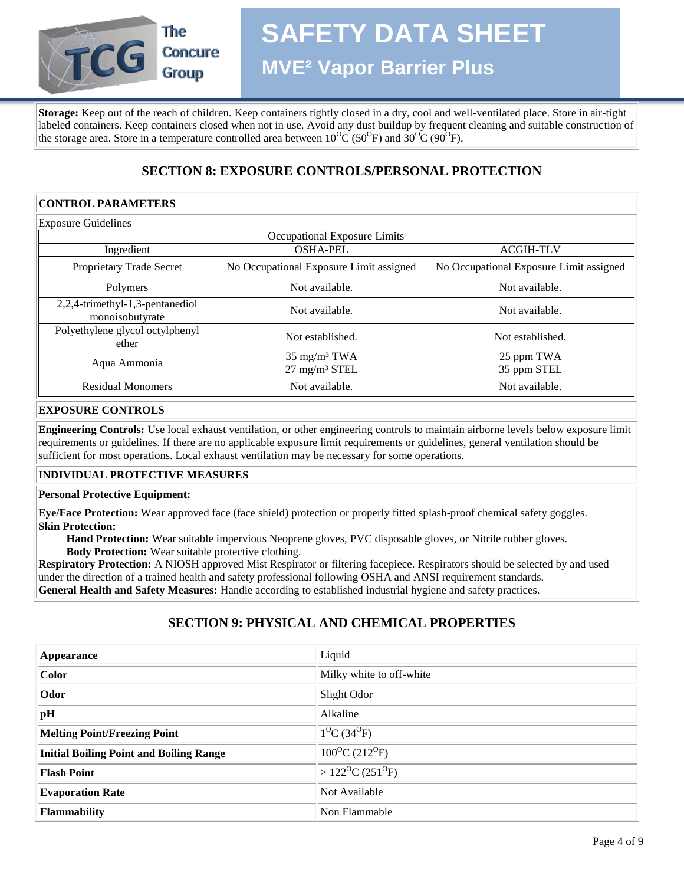**Storage:** Keep out of the reach of children. Keep containers tightly closed in a dry, cool and well-ventilated place. Store in air-tight labeled containers. Keep containers closed when not in use. Avoid any dust buildup by frequent cleaning and suitable construction of the storage area. Store in a temperature controlled area between 10$^{O}$C (50$^{O}$F) and 30$^{O}$C (90$^{O}$F).

## SECTION 8: EXPOSURE CONTROLS/PERSONAL PROTECTION

### CONTROL PARAMETERS

Exposure Guidelines

| Occupational Exposure Limits | | |
|---|---|---|
| Ingredient | OSHA-PEL | ACGIH-TLV |
| Proprietary Trade Secret | No Occupational Exposure Limit assigned | No Occupational Exposure Limit assigned |
| Polymers | Not available. | Not available. |
| 2,2,4-trimethyl-1,3-pentanediol monoisobutyrate | Not available. | Not available. |
| Polyethylene glycol octylphenyl ether | Not established. | Not established. |
| Aqua Ammonia | 35 mg/m³ TWA<br>27 mg/m³ STEL | 25 ppm TWA<br>35 ppm STEL |
| Residual Monomers | Not available. | Not available. |

### EXPOSURE CONTROLS

**Engineering Controls:** Use local exhaust ventilation, or other engineering controls to maintain airborne levels below exposure limit requirements or guidelines. If there are no applicable exposure limit requirements or guidelines, general ventilation should be sufficient for most operations. Local exhaust ventilation may be necessary for some operations.

### INDIVIDUAL PROTECTIVE MEASURES

**Personal Protective Equipment:**

**Eye/Face Protection:** Wear approved face (face shield) protection or properly fitted splash-proof chemical safety goggles.

**Skin Protection:**

- **Hand Protection:** Wear suitable impervious Neoprene gloves, PVC disposable gloves, or Nitrile rubber gloves.
- **Body Protection:** Wear suitable protective clothing.

**Respiratory Protection:** A NIOSH approved Mist Respirator or filtering facepiece. Respirators should be selected by and used under the direction of a trained health and safety professional following OSHA and ANSI requirement standards.

**General Health and Safety Measures:** Handle according to established industrial hygiene and safety practices.

## SECTION 9: PHYSICAL AND CHEMICAL PROPERTIES

| | |
|---|---|
| **Appearance** | Liquid |
| **Color** | Milky white to off-white |
| **Odor** | Slight Odor |
| **pH** | Alkaline |
| **Melting Point/Freezing Point** | 1$^{O}$C (34$^{O}$F) |
| **Initial Boiling Point and Boiling Range** | 100$^{O}$C (212$^{O}$F) |
| **Flash Point** | > 122$^{O}$C (251$^{O}$F) |
| **Evaporation Rate** | Not Available |
| **Flammability** | Non Flammable |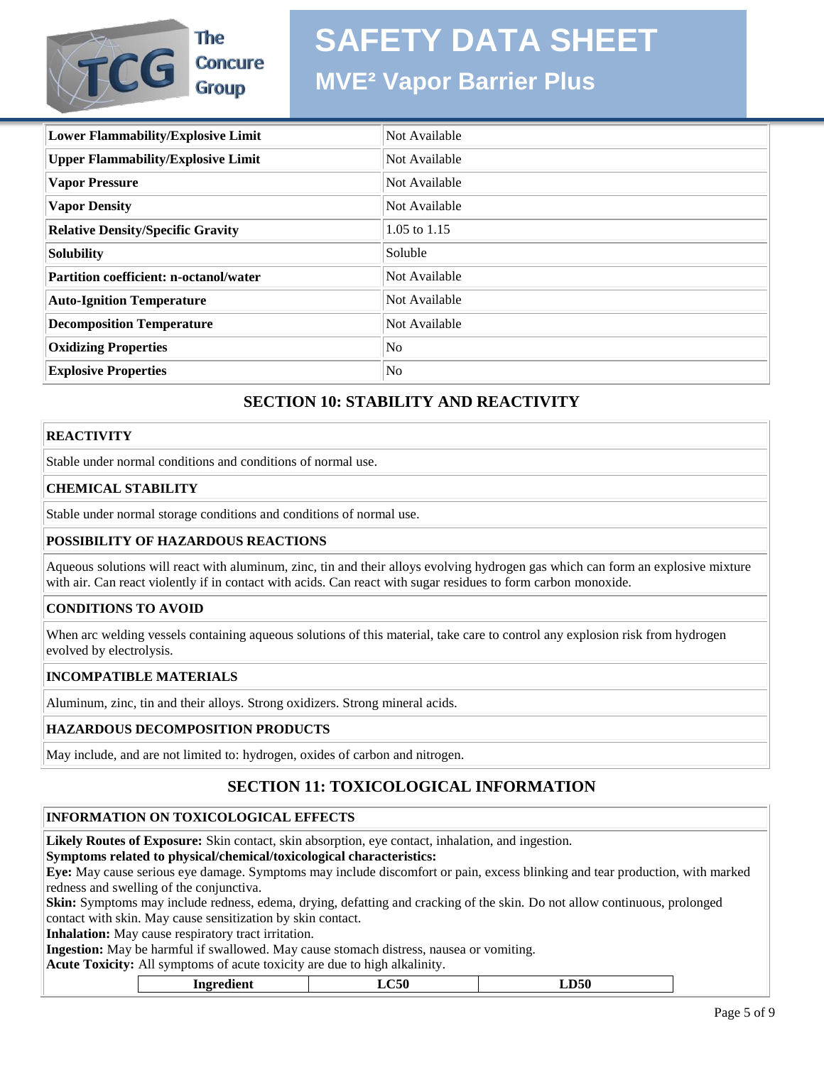| Lower Flammability/Explosive Limit | Not Available |
|---|---|
| Upper Flammability/Explosive Limit | Not Available |
| Vapor Pressure | Not Available |
| Vapor Density | Not Available |
| Relative Density/Specific Gravity | 1.05 to 1.15 |
| Solubility | Soluble |
| Partition coefficient: n-octanol/water | Not Available |
| Auto-Ignition Temperature | Not Available |
| Decomposition Temperature | Not Available |
| Oxidizing Properties | No |
| Explosive Properties | No |

## SECTION 10: STABILITY AND REACTIVITY

**REACTIVITY**

Stable under normal conditions and conditions of normal use.

**CHEMICAL STABILITY**

Stable under normal storage conditions and conditions of normal use.

**POSSIBILITY OF HAZARDOUS REACTIONS**

Aqueous solutions will react with aluminum, zinc, tin and their alloys evolving hydrogen gas which can form an explosive mixture with air. Can react violently if in contact with acids. Can react with sugar residues to form carbon monoxide.

**CONDITIONS TO AVOID**

When arc welding vessels containing aqueous solutions of this material, take care to control any explosion risk from hydrogen evolved by electrolysis.

**INCOMPATIBLE MATERIALS**

Aluminum, zinc, tin and their alloys. Strong oxidizers. Strong mineral acids.

**HAZARDOUS DECOMPOSITION PRODUCTS**

May include, and are not limited to: hydrogen, oxides of carbon and nitrogen.

## SECTION 11: TOXICOLOGICAL INFORMATION

**INFORMATION ON TOXICOLOGICAL EFFECTS**

**Likely Routes of Exposure:** Skin contact, skin absorption, eye contact, inhalation, and ingestion.
**Symptoms related to physical/chemical/toxicological characteristics:**
**Eye:** May cause serious eye damage. Symptoms may include discomfort or pain, excess blinking and tear production, with marked redness and swelling of the conjunctiva.
**Skin:** Symptoms may include redness, edema, drying, defatting and cracking of the skin. Do not allow continuous, prolonged contact with skin. May cause sensitization by skin contact.
**Inhalation:** May cause respiratory tract irritation.
**Ingestion:** May be harmful if swallowed. May cause stomach distress, nausea or vomiting.
**Acute Toxicity:** All symptoms of acute toxicity are due to high alkalinity.

| Ingredient | LC50 | LD50 |
|---|---|---|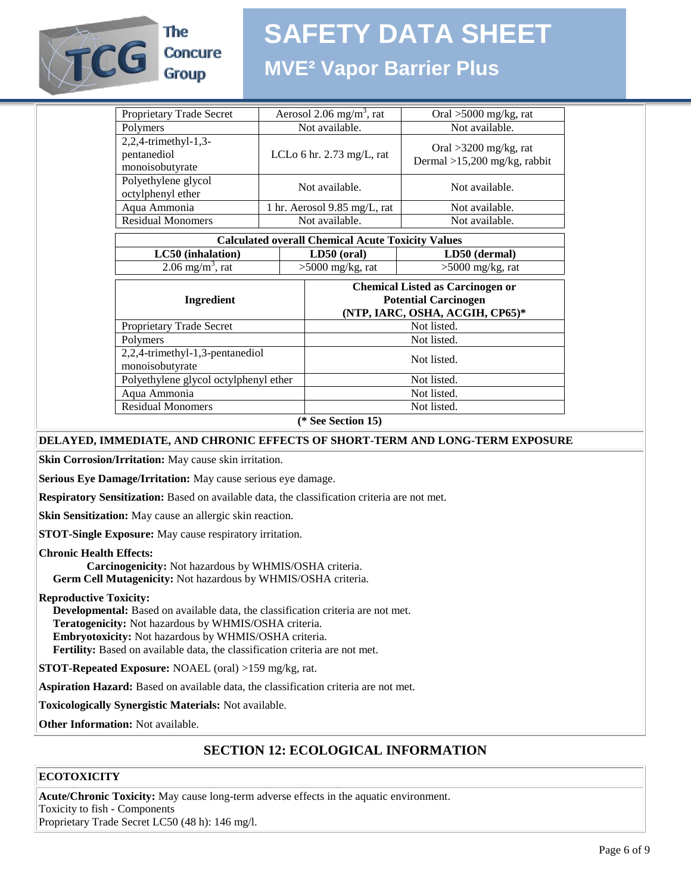| Proprietary Trade Secret | Aerosol 2.06 mg/m$^3$, rat | Oral >5000 mg/kg, rat |
|---|---|---|
| Polymers | Not available. | Not available. |
| 2,2,4-trimethyl-1,3-pentanediol monoisobutyrate | LCLo 6 hr. 2.73 mg/L, rat | Oral >3200 mg/kg, rat Dermal >15,200 mg/kg, rabbit |
| Polyethylene glycol octylphenyl ether | Not available. | Not available. |
| Aqua Ammonia | 1 hr. Aerosol 9.85 mg/L, rat | Not available. |
| Residual Monomers | Not available. | Not available. |

| Calculated overall Chemical Acute Toxicity Values | | |
|---|---|---|
| **LC50 (inhalation)** | **LD50 (oral)** | **LD50 (dermal)** |
| 2.06 mg/m$^3$, rat | >5000 mg/kg, rat | >5000 mg/kg, rat |

| Ingredient | Chemical Listed as Carcinogen or Potential Carcinogen (NTP, IARC, OSHA, ACGIH, CP65)* |
|---|---|
| Proprietary Trade Secret | Not listed. |
| Polymers | Not listed. |
| 2,2,4-trimethyl-1,3-pentanediol monoisobutyrate | Not listed. |
| Polyethylene glycol octylphenyl ether | Not listed. |
| Aqua Ammonia | Not listed. |
| Residual Monomers | Not listed. |

**(* See Section 15)**

**DELAYED, IMMEDIATE, AND CHRONIC EFFECTS OF SHORT-TERM AND LONG-TERM EXPOSURE**

**Skin Corrosion/Irritation:** May cause skin irritation.

**Serious Eye Damage/Irritation:** May cause serious eye damage.

**Respiratory Sensitization:** Based on available data, the classification criteria are not met.

**Skin Sensitization:** May cause an allergic skin reaction.

**STOT-Single Exposure:** May cause respiratory irritation.

**Chronic Health Effects:**

**Carcinogenicity:** Not hazardous by WHMIS/OSHA criteria.
**Germ Cell Mutagenicity:** Not hazardous by WHMIS/OSHA criteria.

**Reproductive Toxicity:**

**Developmental:** Based on available data, the classification criteria are not met.
**Teratogenicity:** Not hazardous by WHMIS/OSHA criteria.
**Embryotoxicity:** Not hazardous by WHMIS/OSHA criteria.
**Fertility:** Based on available data, the classification criteria are not met.

**STOT-Repeated Exposure:** NOAEL (oral) >159 mg/kg, rat.

**Aspiration Hazard:** Based on available data, the classification criteria are not met.

**Toxicologically Synergistic Materials:** Not available.

**Other Information:** Not available.

## SECTION 12: ECOLOGICAL INFORMATION

**ECOTOXICITY**

**Acute/Chronic Toxicity:** May cause long-term adverse effects in the aquatic environment.
Toxicity to fish - Components
Proprietary Trade Secret LC50 (48 h): 146 mg/l.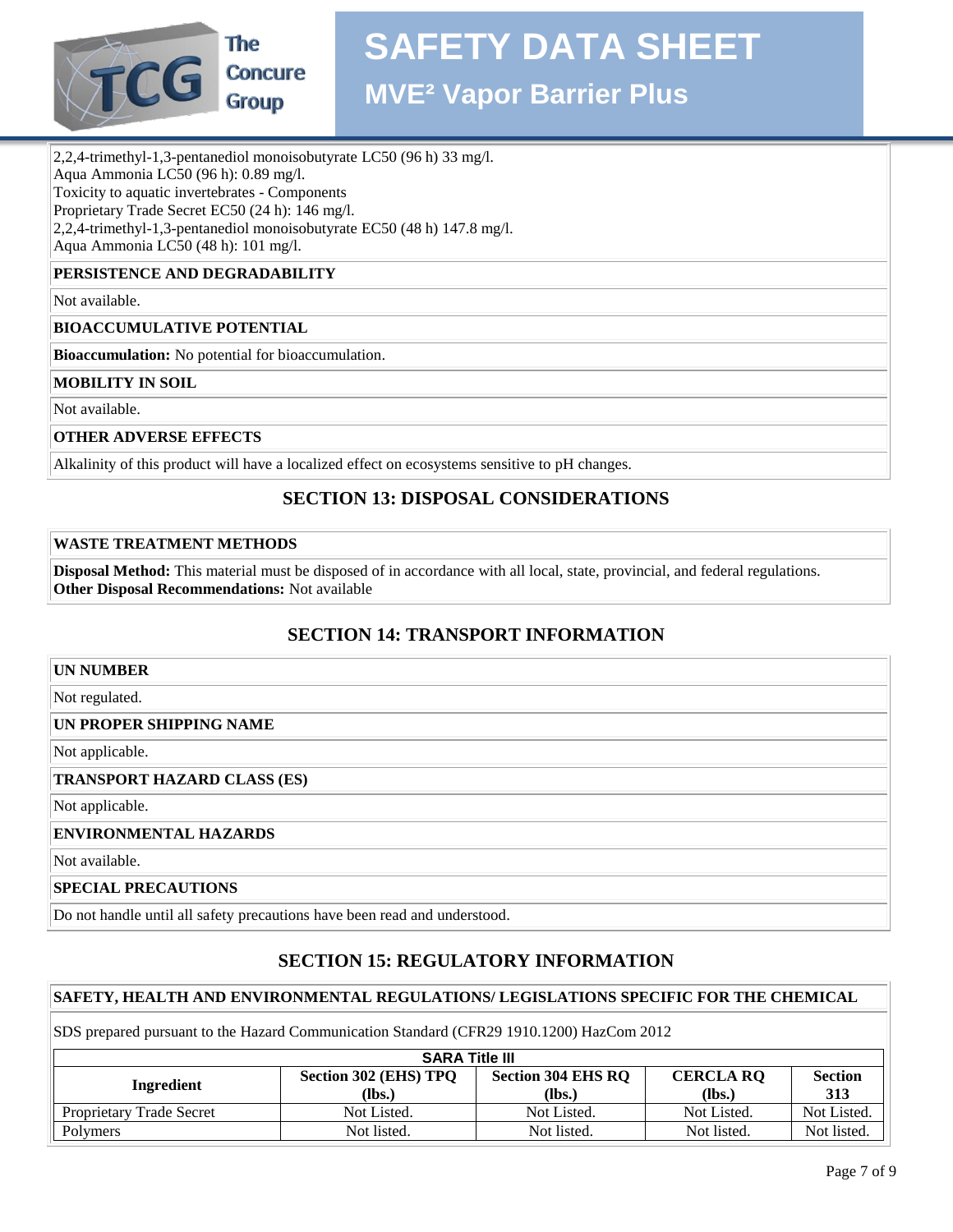2,2,4-trimethyl-1,3-pentanediol monoisobutyrate LC50 (96 h) 33 mg/l.
Aqua Ammonia LC50 (96 h): 0.89 mg/l.
Toxicity to aquatic invertebrates - Components
Proprietary Trade Secret EC50 (24 h): 146 mg/l.
2,2,4-trimethyl-1,3-pentanediol monoisobutyrate EC50 (48 h) 147.8 mg/l.
Aqua Ammonia LC50 (48 h): 101 mg/l.

**PERSISTENCE AND DEGRADABILITY**

Not available.

**BIOACCUMULATIVE POTENTIAL**

**Bioaccumulation:** No potential for bioaccumulation.

**MOBILITY IN SOIL**

Not available.

**OTHER ADVERSE EFFECTS**

Alkalinity of this product will have a localized effect on ecosystems sensitive to pH changes.

## SECTION 13: DISPOSAL CONSIDERATIONS

**WASTE TREATMENT METHODS**

**Disposal Method:** This material must be disposed of in accordance with all local, state, provincial, and federal regulations.
**Other Disposal Recommendations:** Not available

## SECTION 14: TRANSPORT INFORMATION

**UN NUMBER**

Not regulated.

**UN PROPER SHIPPING NAME**

Not applicable.

**TRANSPORT HAZARD CLASS (ES)**

Not applicable.

**ENVIRONMENTAL HAZARDS**

Not available.

**SPECIAL PRECAUTIONS**

Do not handle until all safety precautions have been read and understood.

## SECTION 15: REGULATORY INFORMATION

**SAFETY, HEALTH AND ENVIRONMENTAL REGULATIONS/ LEGISLATIONS SPECIFIC FOR THE CHEMICAL**

SDS prepared pursuant to the Hazard Communication Standard (CFR29 1910.1200) HazCom 2012

| SARA Title III | | | | |
|---|---|---|---|---|
| **Ingredient** | **Section 302 (EHS) TPQ (lbs.)** | **Section 304 EHS RQ (lbs.)** | **CERCLA RQ (lbs.)** | **Section 313** |
| Proprietary Trade Secret | Not Listed. | Not Listed. | Not Listed. | Not Listed. |
| Polymers | Not listed. | Not listed. | Not listed. | Not listed. |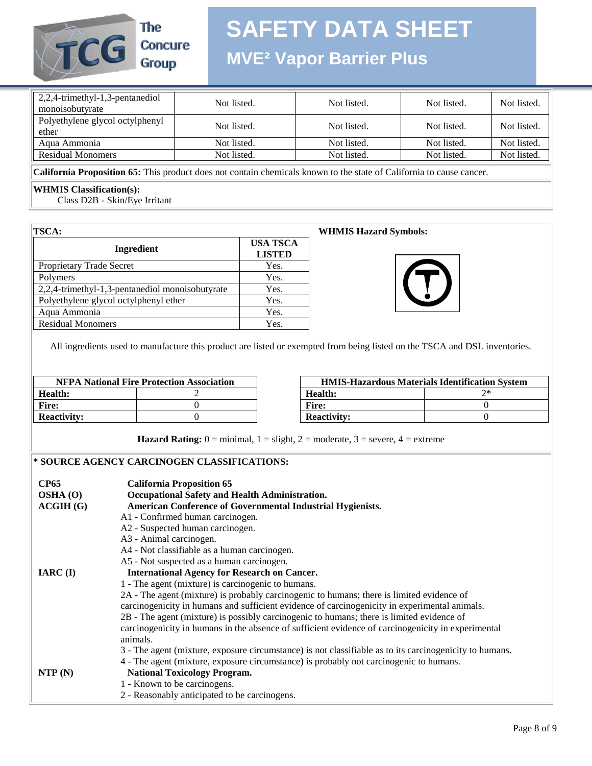| | | | | |
|---|---|---|---|---|
| 2,2,4-trimethyl-1,3-pentanediol monoisobutyrate | Not listed. | Not listed. | Not listed. | Not listed. |
| Polyethylene glycol octylphenyl ether | Not listed. | Not listed. | Not listed. | Not listed. |
| Aqua Ammonia | Not listed. | Not listed. | Not listed. | Not listed. |
| Residual Monomers | Not listed. | Not listed. | Not listed. | Not listed. |

**California Proposition 65:** This product does not contain chemicals known to the state of California to cause cancer.

**WHMIS Classification(s):**
Class D2B - Skin/Eye Irritant

**TSCA:**

| Ingredient | USA TSCA LISTED |
|---|---|
| Proprietary Trade Secret | Yes. |
| Polymers | Yes. |
| 2,2,4-trimethyl-1,3-pentanediol monoisobutyrate | Yes. |
| Polyethylene glycol octylphenyl ether | Yes. |
| Aqua Ammonia | Yes. |
| Residual Monomers | Yes. |

**WHMIS Hazard Symbols:**

All ingredients used to manufacture this product are listed or exempted from being listed on the TSCA and DSL inventories.

| NFPA National Fire Protection Association | |
|---|---|
| **Health:** | 2 |
| **Fire:** | 0 |
| **Reactivity:** | 0 |

| HMIS-Hazardous Materials Identification System | |
|---|---|
| **Health:** | 2* |
| **Fire:** | 0 |
| **Reactivity:** | 0 |

**Hazard Rating:** 0 = minimal, 1 = slight, 2 = moderate, 3 = severe, 4 = extreme

**\* SOURCE AGENCY CARCINOGEN CLASSIFICATIONS:**

**CP65** — **California Proposition 65**

**OSHA (O)** — **Occupational Safety and Health Administration.**

**ACGIH (G)** — **American Conference of Governmental Industrial Hygienists.**
- A1 - Confirmed human carcinogen.
- A2 - Suspected human carcinogen.
- A3 - Animal carcinogen.
- A4 - Not classifiable as a human carcinogen.
- A5 - Not suspected as a human carcinogen.

**IARC (I)** — **International Agency for Research on Cancer.**
- 1 - The agent (mixture) is carcinogenic to humans.
- 2A - The agent (mixture) is probably carcinogenic to humans; there is limited evidence of carcinogenicity in humans and sufficient evidence of carcinogenicity in experimental animals.
- 2B - The agent (mixture) is possibly carcinogenic to humans; there is limited evidence of carcinogenicity in humans in the absence of sufficient evidence of carcinogenicity in experimental animals.
- 3 - The agent (mixture, exposure circumstance) is not classifiable as to its carcinogenicity to humans.
- 4 - The agent (mixture, exposure circumstance) is probably not carcinogenic to humans.

**NTP (N)** — **National Toxicology Program.**
- 1 - Known to be carcinogens.
- 2 - Reasonably anticipated to be carcinogens.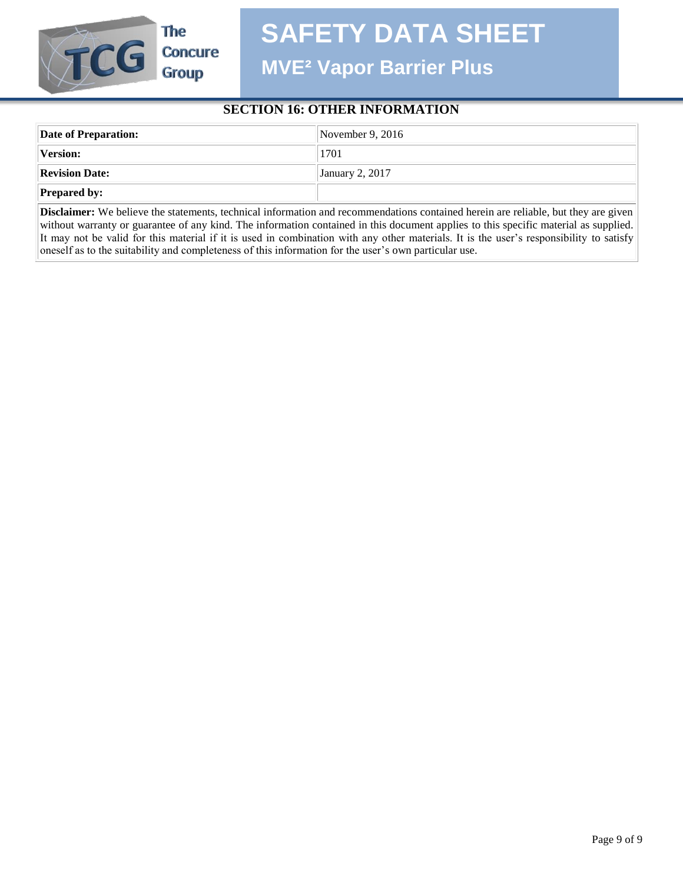## SECTION 16: OTHER INFORMATION

| | |
|---|---|
| **Date of Preparation:** | November 9, 2016 |
| **Version:** | 1701 |
| **Revision Date:** | January 2, 2017 |
| **Prepared by:** | |

**Disclaimer:** We believe the statements, technical information and recommendations contained herein are reliable, but they are given without warranty or guarantee of any kind. The information contained in this document applies to this specific material as supplied. It may not be valid for this material if it is used in combination with any other materials. It is the user's responsibility to satisfy oneself as to the suitability and completeness of this information for the user's own particular use.